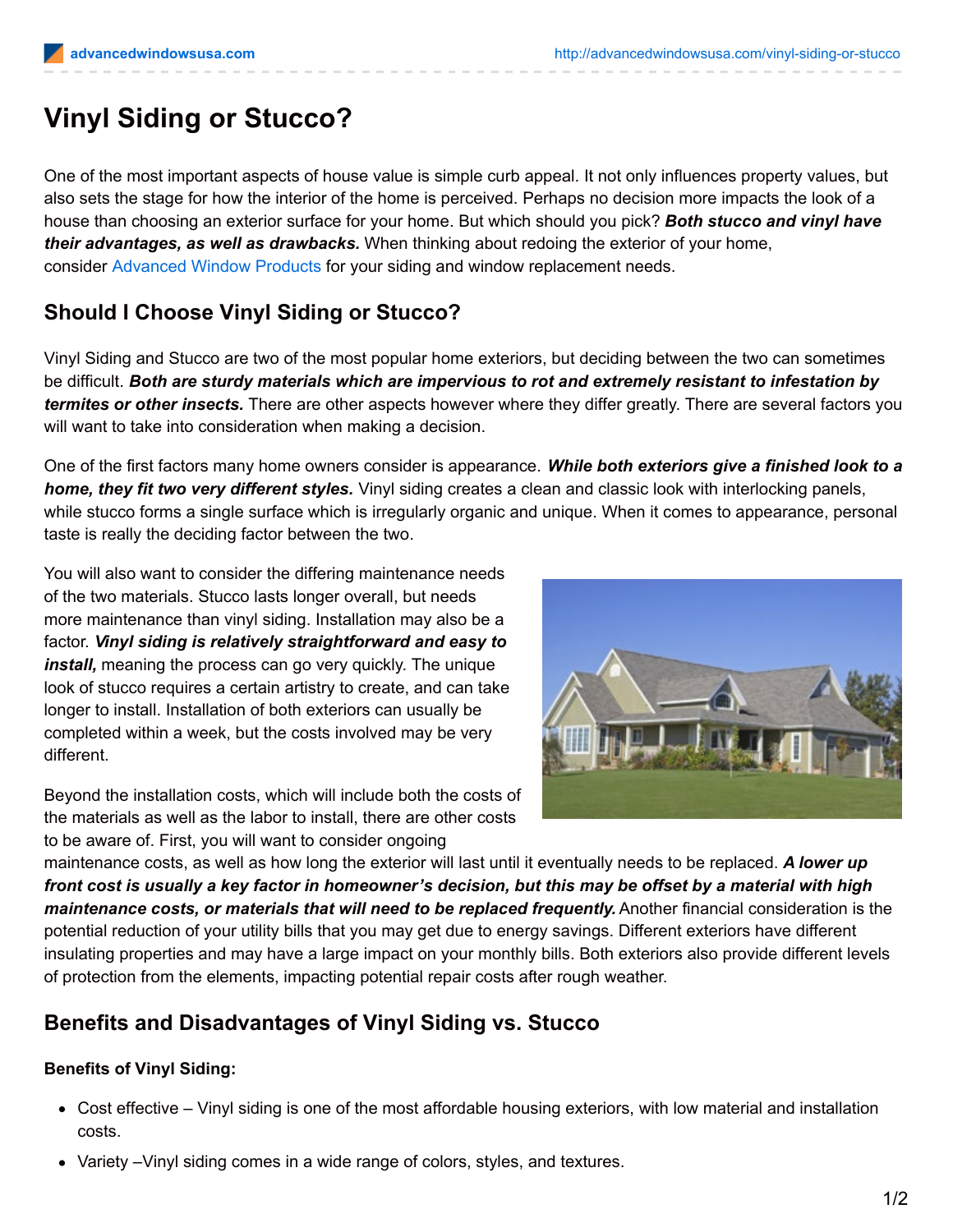# Vinyl Siding or Stucco?

One of the most important aspects of house value is simple curb appeal. It not only influences property values, but also sets the stage for how the interior of the home is perceived. Perhaps no decision more impacts the look of a house than choosing an exterior surface for your home. But which should you pick? ***Both stucco and vinyl have their advantages, as well as drawbacks.*** When thinking about redoing the exterior of your home, consider Advanced Window Products for your siding and window replacement needs.

## Should I Choose Vinyl Siding or Stucco?

Vinyl Siding and Stucco are two of the most popular home exteriors, but deciding between the two can sometimes be difficult. ***Both are sturdy materials which are impervious to rot and extremely resistant to infestation by termites or other insects.*** There are other aspects however where they differ greatly. There are several factors you will want to take into consideration when making a decision.

One of the first factors many home owners consider is appearance. ***While both exteriors give a finished look to a home, they fit two very different styles.*** Vinyl siding creates a clean and classic look with interlocking panels, while stucco forms a single surface which is irregularly organic and unique. When it comes to appearance, personal taste is really the deciding factor between the two.

You will also want to consider the differing maintenance needs of the two materials. Stucco lasts longer overall, but needs more maintenance than vinyl siding. Installation may also be a factor. ***Vinyl siding is relatively straightforward and easy to install,*** meaning the process can go very quickly. The unique look of stucco requires a certain artistry to create, and can take longer to install. Installation of both exteriors can usually be completed within a week, but the costs involved may be very different.

Beyond the installation costs, which will include both the costs of the materials as well as the labor to install, there are other costs to be aware of. First, you will want to consider ongoing maintenance costs, as well as how long the exterior will last until it eventually needs to be replaced. ***A lower up front cost is usually a key factor in homeowner's decision, but this may be offset by a material with high maintenance costs, or materials that will need to be replaced frequently.*** Another financial consideration is the potential reduction of your utility bills that you may get due to energy savings. Different exteriors have different insulating properties and may have a large impact on your monthly bills. Both exteriors also provide different levels of protection from the elements, impacting potential repair costs after rough weather.

## Benefits and Disadvantages of Vinyl Siding vs. Stucco

**Benefits of Vinyl Siding:**

- Cost effective – Vinyl siding is one of the most affordable housing exteriors, with low material and installation costs.
- Variety –Vinyl siding comes in a wide range of colors, styles, and textures.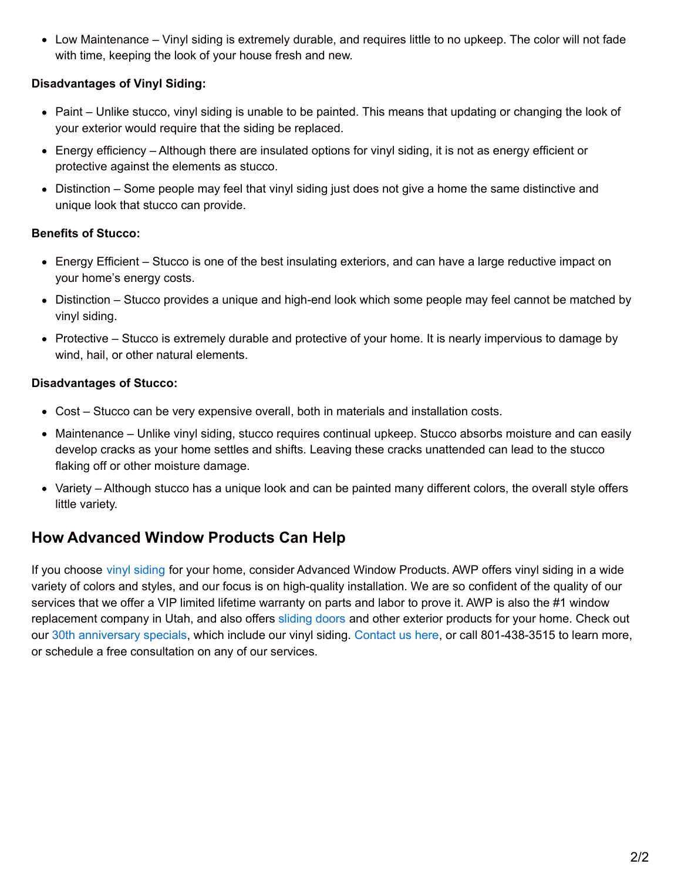- Low Maintenance – Vinyl siding is extremely durable, and requires little to no upkeep. The color will not fade with time, keeping the look of your house fresh and new.

**Disadvantages of Vinyl Siding:**

- Paint – Unlike stucco, vinyl siding is unable to be painted. This means that updating or changing the look of your exterior would require that the siding be replaced.
- Energy efficiency – Although there are insulated options for vinyl siding, it is not as energy efficient or protective against the elements as stucco.
- Distinction – Some people may feel that vinyl siding just does not give a home the same distinctive and unique look that stucco can provide.

**Benefits of Stucco:**

- Energy Efficient – Stucco is one of the best insulating exteriors, and can have a large reductive impact on your home's energy costs.
- Distinction – Stucco provides a unique and high-end look which some people may feel cannot be matched by vinyl siding.
- Protective – Stucco is extremely durable and protective of your home. It is nearly impervious to damage by wind, hail, or other natural elements.

**Disadvantages of Stucco:**

- Cost – Stucco can be very expensive overall, both in materials and installation costs.
- Maintenance – Unlike vinyl siding, stucco requires continual upkeep. Stucco absorbs moisture and can easily develop cracks as your home settles and shifts. Leaving these cracks unattended can lead to the stucco flaking off or other moisture damage.
- Variety – Although stucco has a unique look and can be painted many different colors, the overall style offers little variety.

## How Advanced Window Products Can Help

If you choose vinyl siding for your home, consider Advanced Window Products. AWP offers vinyl siding in a wide variety of colors and styles, and our focus is on high-quality installation. We are so confident of the quality of our services that we offer a VIP limited lifetime warranty on parts and labor to prove it. AWP is also the #1 window replacement company in Utah, and also offers sliding doors and other exterior products for your home. Check out our 30th anniversary specials, which include our vinyl siding. Contact us here, or call 801-438-3515 to learn more, or schedule a free consultation on any of our services.